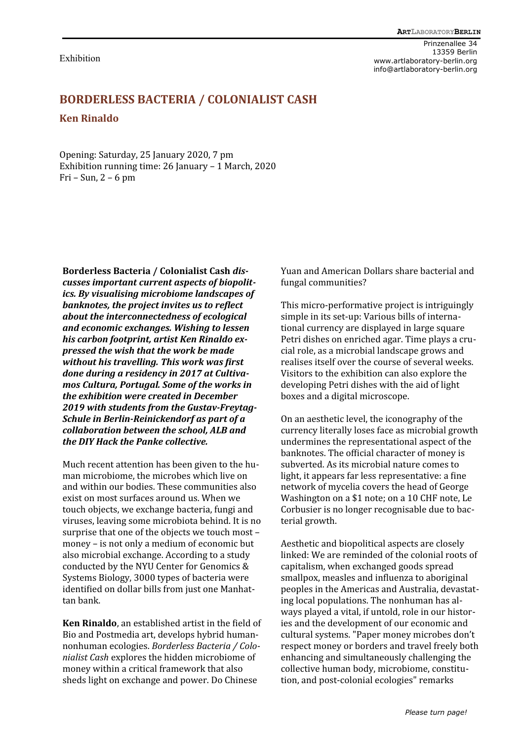Exhibition

Prinzenallee 34
13359 Berlin
www.artlaboratory-berlin.org
info@artlaboratory-berlin.org

# BORDERLESS BACTERIA / COLONIALIST CASH

## Ken Rinaldo

Opening: Saturday, 25 January 2020, 7 pm
Exhibition running time: 26 January – 1 March, 2020
Fri – Sun, 2 – 6 pm

**Borderless Bacteria / Colonialist Cash** ***discusses important current aspects of biopolitics. By visualising microbiome landscapes of banknotes, the project invites us to reflect about the interconnectedness of ecological and economic exchanges. Wishing to lessen his carbon footprint, artist Ken Rinaldo expressed the wish that the work be made without his travelling. This work was first done during a residency in 2017 at Cultivamos Cultura, Portugal. Some of the works in the exhibition were created in December 2019 with students from the Gustav-Freytag-Schule in Berlin-Reinickendorf as part of a collaboration between the school, ALB and the DIY Hack the Panke collective.***

Much recent attention has been given to the human microbiome, the microbes which live on and within our bodies. These communities also exist on most surfaces around us. When we touch objects, we exchange bacteria, fungi and viruses, leaving some microbiota behind. It is no surprise that one of the objects we touch most – money – is not only a medium of economic but also microbial exchange. According to a study conducted by the NYU Center for Genomics & Systems Biology, 3000 types of bacteria were identified on dollar bills from just one Manhattan bank.

**Ken Rinaldo**, an established artist in the field of Bio and Postmedia art, develops hybrid human-nonhuman ecologies. *Borderless Bacteria / Colonialist Cash* explores the hidden microbiome of money within a critical framework that also sheds light on exchange and power. Do Chinese Yuan and American Dollars share bacterial and fungal communities?

This micro-performative project is intriguingly simple in its set-up: Various bills of international currency are displayed in large square Petri dishes on enriched agar. Time plays a crucial role, as a microbial landscape grows and realises itself over the course of several weeks. Visitors to the exhibition can also explore the developing Petri dishes with the aid of light boxes and a digital microscope.

On an aesthetic level, the iconography of the currency literally loses face as microbial growth undermines the representational aspect of the banknotes. The official character of money is subverted. As its microbial nature comes to light, it appears far less representative: a fine network of mycelia covers the head of George Washington on a $1 note; on a 10 CHF note, Le Corbusier is no longer recognisable due to bacterial growth.

Aesthetic and biopolitical aspects are closely linked: We are reminded of the colonial roots of capitalism, when exchanged goods spread smallpox, measles and influenza to aboriginal peoples in the Americas and Australia, devastating local populations. The nonhuman has always played a vital, if untold, role in our histories and the development of our economic and cultural systems. "Paper money microbes don't respect money or borders and travel freely both enhancing and simultaneously challenging the collective human body, microbiome, constitution, and post-colonial ecologies" remarks

*Please turn page!*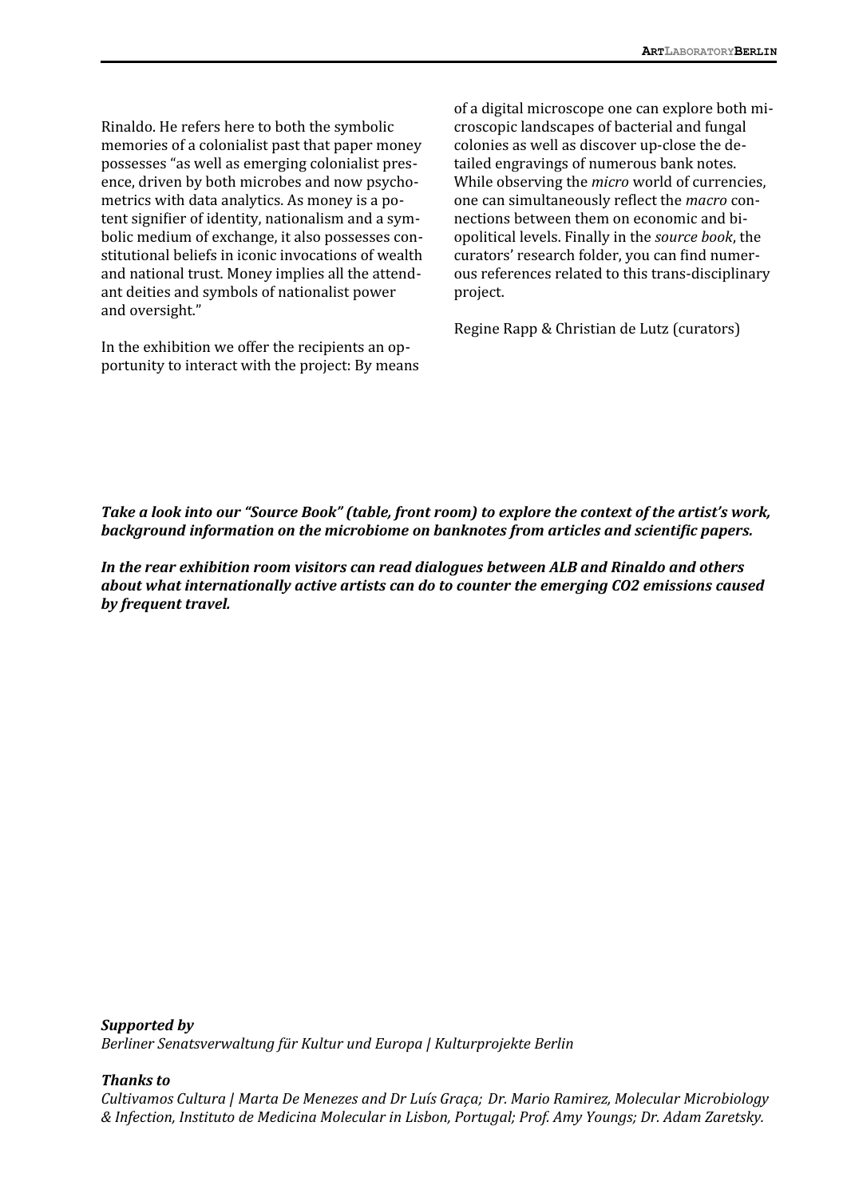Rinaldo. He refers here to both the symbolic memories of a colonialist past that paper money possesses "as well as emerging colonialist presence, driven by both microbes and now psychometrics with data analytics. As money is a potent signifier of identity, nationalism and a symbolic medium of exchange, it also possesses constitutional beliefs in iconic invocations of wealth and national trust. Money implies all the attendant deities and symbols of nationalist power and oversight."

In the exhibition we offer the recipients an opportunity to interact with the project: By means of a digital microscope one can explore both microscopic landscapes of bacterial and fungal colonies as well as discover up-close the detailed engravings of numerous bank notes. While observing the *micro* world of currencies, one can simultaneously reflect the *macro* connections between them on economic and biopolitical levels. Finally in the *source book*, the curators' research folder, you can find numerous references related to this trans-disciplinary project.

Regine Rapp & Christian de Lutz (curators)

***Take a look into our "Source Book" (table, front room) to explore the context of the artist's work, background information on the microbiome on banknotes from articles and scientific papers.***

***In the rear exhibition room visitors can read dialogues between ALB and Rinaldo and others about what internationally active artists can do to counter the emerging $CO_2$ emissions caused by frequent travel.***

***Supported by***
*Berliner Senatsverwaltung für Kultur und Europa | Kulturprojekte Berlin*

***Thanks to***
*Cultivamos Cultura | Marta De Menezes and Dr Luís Graça; Dr. Mario Ramirez, Molecular Microbiology & Infection, Instituto de Medicina Molecular in Lisbon, Portugal; Prof. Amy Youngs; Dr. Adam Zaretsky.*